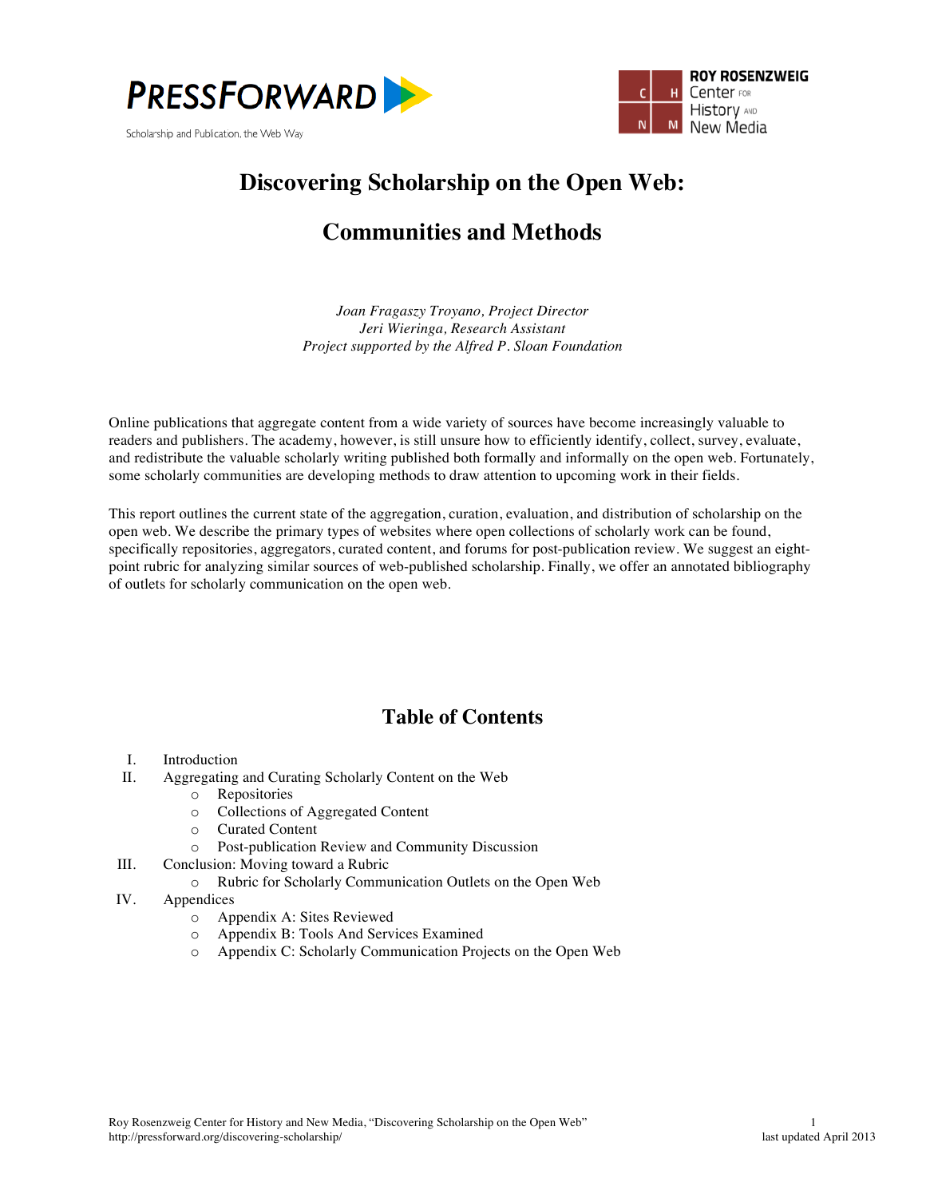PRESSFORWARD

Scholarship and Publication, the Web Way

ROY ROSENZWEIG Center FOR History AND New Media

# Discovering Scholarship on the Open Web:

# Communities and Methods

*Joan Fragaszy Troyano, Project Director*
*Jeri Wieringa, Research Assistant*
*Project supported by the Alfred P. Sloan Foundation*

Online publications that aggregate content from a wide variety of sources have become increasingly valuable to readers and publishers. The academy, however, is still unsure how to efficiently identify, collect, survey, evaluate, and redistribute the valuable scholarly writing published both formally and informally on the open web. Fortunately, some scholarly communities are developing methods to draw attention to upcoming work in their fields.

This report outlines the current state of the aggregation, curation, evaluation, and distribution of scholarship on the open web. We describe the primary types of websites where open collections of scholarly work can be found, specifically repositories, aggregators, curated content, and forums for post-publication review. We suggest an eight-point rubric for analyzing similar sources of web-published scholarship. Finally, we offer an annotated bibliography of outlets for scholarly communication on the open web.

## Table of Contents

I. Introduction
II. Aggregating and Curating Scholarly Content on the Web
   - Repositories
   - Collections of Aggregated Content
   - Curated Content
   - Post-publication Review and Community Discussion
III. Conclusion: Moving toward a Rubric
   - Rubric for Scholarly Communication Outlets on the Open Web
IV. Appendices
   - Appendix A: Sites Reviewed
   - Appendix B: Tools And Services Examined
   - Appendix C: Scholarly Communication Projects on the Open Web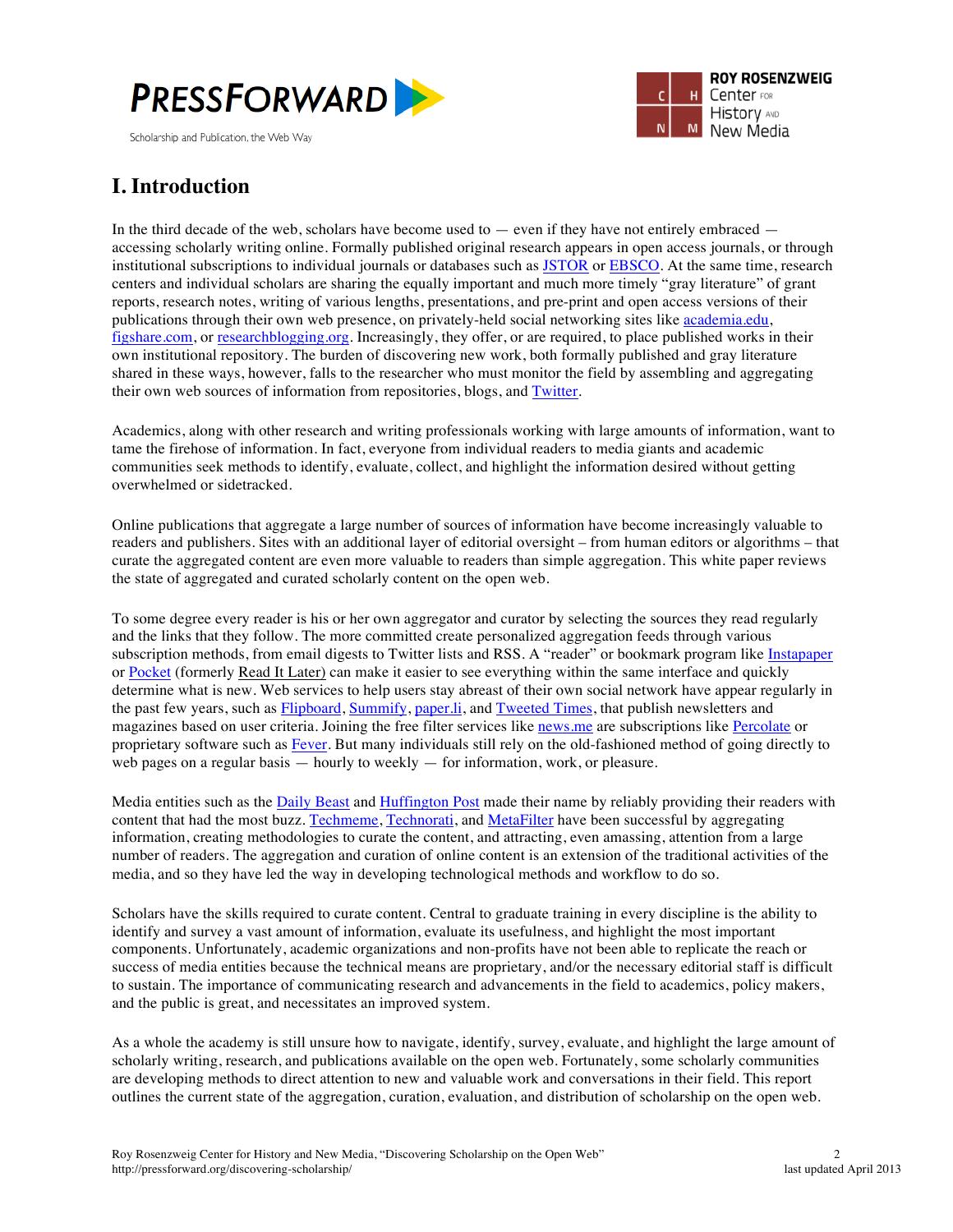# I. Introduction

In the third decade of the web, scholars have become used to — even if they have not entirely embraced — accessing scholarly writing online. Formally published original research appears in open access journals, or through institutional subscriptions to individual journals or databases such as JSTOR or EBSCO. At the same time, research centers and individual scholars are sharing the equally important and much more timely "gray literature" of grant reports, research notes, writing of various lengths, presentations, and pre-print and open access versions of their publications through their own web presence, on privately-held social networking sites like academia.edu, figshare.com, or researchblogging.org. Increasingly, they offer, or are required, to place published works in their own institutional repository. The burden of discovering new work, both formally published and gray literature shared in these ways, however, falls to the researcher who must monitor the field by assembling and aggregating their own web sources of information from repositories, blogs, and Twitter.

Academics, along with other research and writing professionals working with large amounts of information, want to tame the firehose of information. In fact, everyone from individual readers to media giants and academic communities seek methods to identify, evaluate, collect, and highlight the information desired without getting overwhelmed or sidetracked.

Online publications that aggregate a large number of sources of information have become increasingly valuable to readers and publishers. Sites with an additional layer of editorial oversight – from human editors or algorithms – that curate the aggregated content are even more valuable to readers than simple aggregation. This white paper reviews the state of aggregated and curated scholarly content on the open web.

To some degree every reader is his or her own aggregator and curator by selecting the sources they read regularly and the links that they follow. The more committed create personalized aggregation feeds through various subscription methods, from email digests to Twitter lists and RSS. A "reader" or bookmark program like Instapaper or Pocket (formerly Read It Later) can make it easier to see everything within the same interface and quickly determine what is new. Web services to help users stay abreast of their own social network have appear regularly in the past few years, such as Flipboard, Summify, paper.li, and Tweeted Times, that publish newsletters and magazines based on user criteria. Joining the free filter services like news.me are subscriptions like Percolate or proprietary software such as Fever. But many individuals still rely on the old-fashioned method of going directly to web pages on a regular basis — hourly to weekly — for information, work, or pleasure.

Media entities such as the Daily Beast and Huffington Post made their name by reliably providing their readers with content that had the most buzz. Techmeme, Technorati, and MetaFilter have been successful by aggregating information, creating methodologies to curate the content, and attracting, even amassing, attention from a large number of readers. The aggregation and curation of online content is an extension of the traditional activities of the media, and so they have led the way in developing technological methods and workflow to do so.

Scholars have the skills required to curate content. Central to graduate training in every discipline is the ability to identify and survey a vast amount of information, evaluate its usefulness, and highlight the most important components. Unfortunately, academic organizations and non-profits have not been able to replicate the reach or success of media entities because the technical means are proprietary, and/or the necessary editorial staff is difficult to sustain. The importance of communicating research and advancements in the field to academics, policy makers, and the public is great, and necessitates an improved system.

As a whole the academy is still unsure how to navigate, identify, survey, evaluate, and highlight the large amount of scholarly writing, research, and publications available on the open web. Fortunately, some scholarly communities are developing methods to direct attention to new and valuable work and conversations in their field. This report outlines the current state of the aggregation, curation, evaluation, and distribution of scholarship on the open web.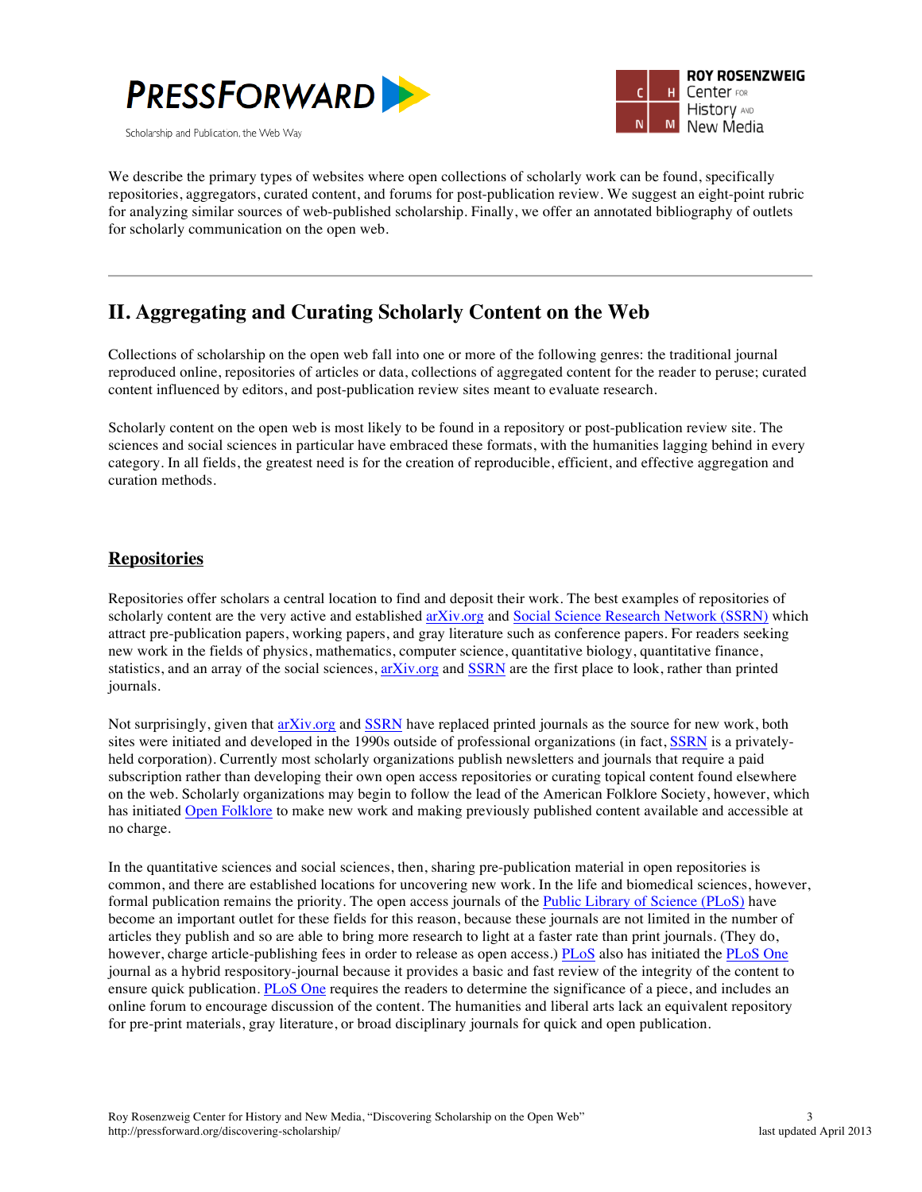We describe the primary types of websites where open collections of scholarly work can be found, specifically repositories, aggregators, curated content, and forums for post-publication review. We suggest an eight-point rubric for analyzing similar sources of web-published scholarship. Finally, we offer an annotated bibliography of outlets for scholarly communication on the open web.

---

## II. Aggregating and Curating Scholarly Content on the Web

Collections of scholarship on the open web fall into one or more of the following genres: the traditional journal reproduced online, repositories of articles or data, collections of aggregated content for the reader to peruse; curated content influenced by editors, and post-publication review sites meant to evaluate research.

Scholarly content on the open web is most likely to be found in a repository or post-publication review site. The sciences and social sciences in particular have embraced these formats, with the humanities lagging behind in every category. In all fields, the greatest need is for the creation of reproducible, efficient, and effective aggregation and curation methods.

### Repositories

Repositories offer scholars a central location to find and deposit their work. The best examples of repositories of scholarly content are the very active and established arXiv.org and Social Science Research Network (SSRN) which attract pre-publication papers, working papers, and gray literature such as conference papers. For readers seeking new work in the fields of physics, mathematics, computer science, quantitative biology, quantitative finance, statistics, and an array of the social sciences, arXiv.org and SSRN are the first place to look, rather than printed journals.

Not surprisingly, given that arXiv.org and SSRN have replaced printed journals as the source for new work, both sites were initiated and developed in the 1990s outside of professional organizations (in fact, SSRN is a privately-held corporation). Currently most scholarly organizations publish newsletters and journals that require a paid subscription rather than developing their own open access repositories or curating topical content found elsewhere on the web. Scholarly organizations may begin to follow the lead of the American Folklore Society, however, which has initiated Open Folklore to make new work and making previously published content available and accessible at no charge.

In the quantitative sciences and social sciences, then, sharing pre-publication material in open repositories is common, and there are established locations for uncovering new work. In the life and biomedical sciences, however, formal publication remains the priority. The open access journals of the Public Library of Science (PLoS) have become an important outlet for these fields for this reason, because these journals are not limited in the number of articles they publish and so are able to bring more research to light at a faster rate than print journals. (They do, however, charge article-publishing fees in order to release as open access.) PLoS also has initiated the PLoS One journal as a hybrid respository-journal because it provides a basic and fast review of the integrity of the content to ensure quick publication. PLoS One requires the readers to determine the significance of a piece, and includes an online forum to encourage discussion of the content. The humanities and liberal arts lack an equivalent repository for pre-print materials, gray literature, or broad disciplinary journals for quick and open publication.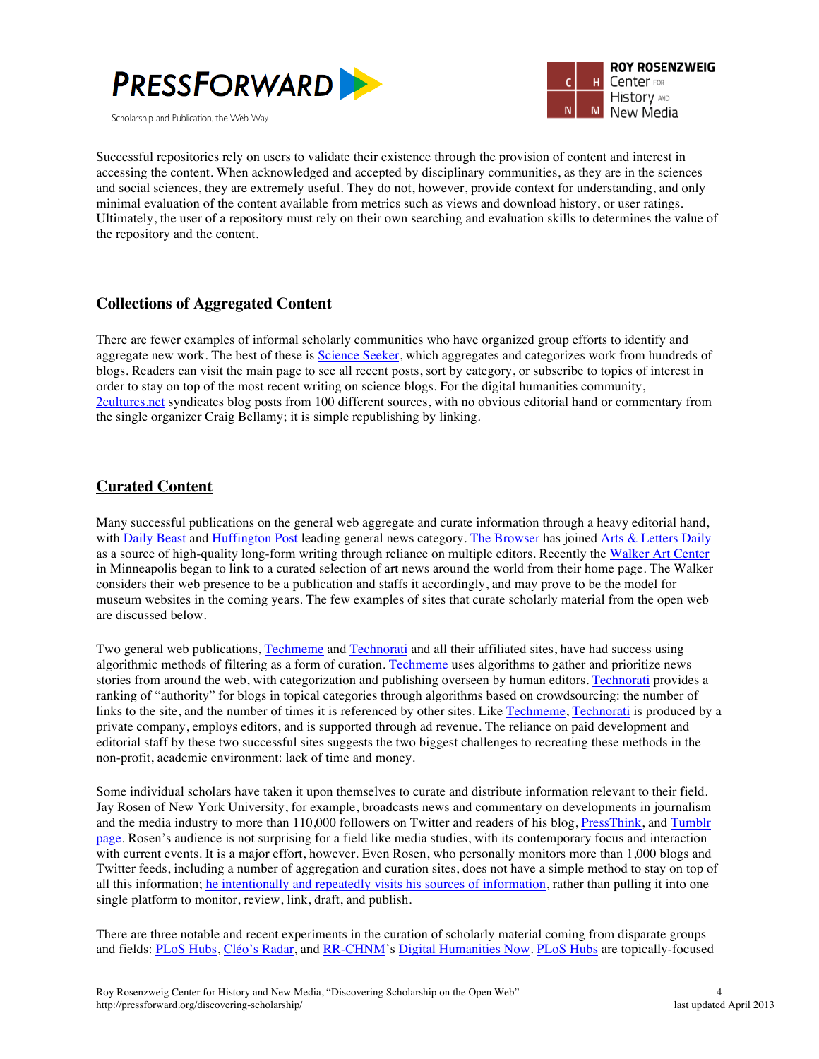Successful repositories rely on users to validate their existence through the provision of content and interest in accessing the content. When acknowledged and accepted by disciplinary communities, as they are in the sciences and social sciences, they are extremely useful. They do not, however, provide context for understanding, and only minimal evaluation of the content available from metrics such as views and download history, or user ratings. Ultimately, the user of a repository must rely on their own searching and evaluation skills to determines the value of the repository and the content.

## Collections of Aggregated Content

There are fewer examples of informal scholarly communities who have organized group efforts to identify and aggregate new work. The best of these is Science Seeker, which aggregates and categorizes work from hundreds of blogs. Readers can visit the main page to see all recent posts, sort by category, or subscribe to topics of interest in order to stay on top of the most recent writing on science blogs. For the digital humanities community, 2cultures.net syndicates blog posts from 100 different sources, with no obvious editorial hand or commentary from the single organizer Craig Bellamy; it is simple republishing by linking.

## Curated Content

Many successful publications on the general web aggregate and curate information through a heavy editorial hand, with Daily Beast and Huffington Post leading general news category. The Browser has joined Arts & Letters Daily as a source of high-quality long-form writing through reliance on multiple editors. Recently the Walker Art Center in Minneapolis began to link to a curated selection of art news around the world from their home page. The Walker considers their web presence to be a publication and staffs it accordingly, and may prove to be the model for museum websites in the coming years. The few examples of sites that curate scholarly material from the open web are discussed below.

Two general web publications, Techmeme and Technorati and all their affiliated sites, have had success using algorithmic methods of filtering as a form of curation. Techmeme uses algorithms to gather and prioritize news stories from around the web, with categorization and publishing overseen by human editors. Technorati provides a ranking of "authority" for blogs in topical categories through algorithms based on crowdsourcing: the number of links to the site, and the number of times it is referenced by other sites. Like Techmeme, Technorati is produced by a private company, employs editors, and is supported through ad revenue. The reliance on paid development and editorial staff by these two successful sites suggests the two biggest challenges to recreating these methods in the non-profit, academic environment: lack of time and money.

Some individual scholars have taken it upon themselves to curate and distribute information relevant to their field. Jay Rosen of New York University, for example, broadcasts news and commentary on developments in journalism and the media industry to more than 110,000 followers on Twitter and readers of his blog, PressThink, and Tumblr page. Rosen's audience is not surprising for a field like media studies, with its contemporary focus and interaction with current events. It is a major effort, however. Even Rosen, who personally monitors more than 1,000 blogs and Twitter feeds, including a number of aggregation and curation sites, does not have a simple method to stay on top of all this information; he intentionally and repeatedly visits his sources of information, rather than pulling it into one single platform to monitor, review, link, draft, and publish.

There are three notable and recent experiments in the curation of scholarly material coming from disparate groups and fields: PLoS Hubs, Cléo's Radar, and RR-CHNM's Digital Humanities Now. PLoS Hubs are topically-focused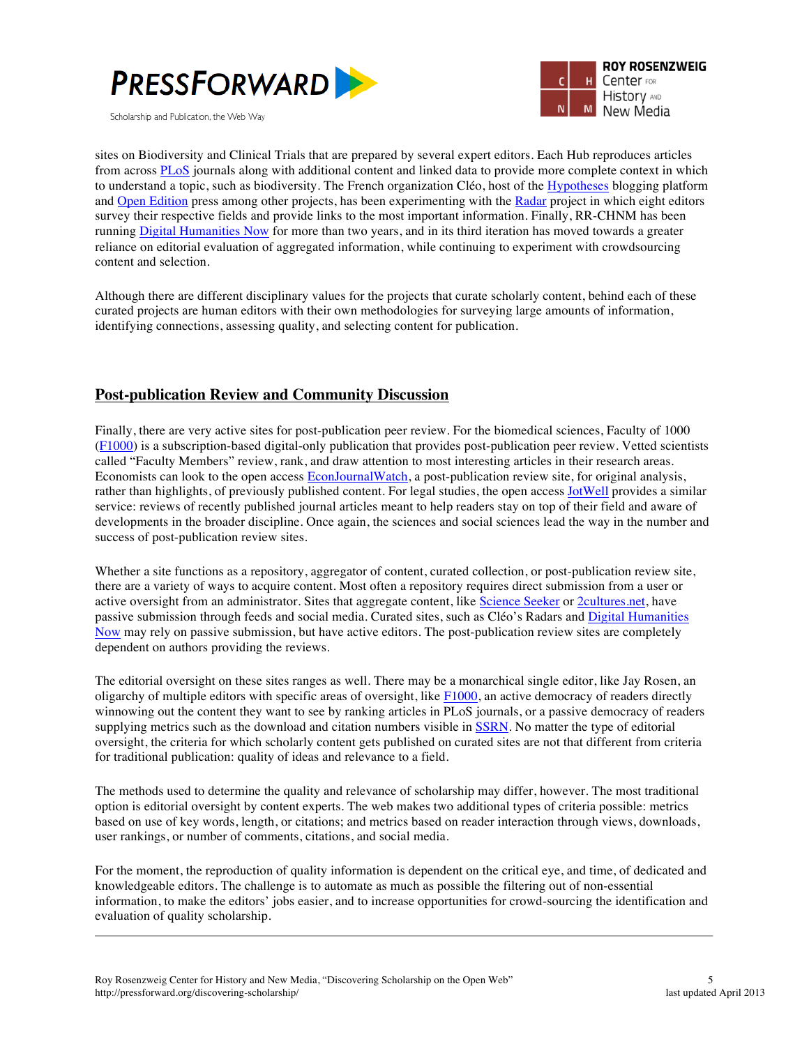sites on Biodiversity and Clinical Trials that are prepared by several expert editors. Each Hub reproduces articles from across PLoS journals along with additional content and linked data to provide more complete context in which to understand a topic, such as biodiversity. The French organization Cléo, host of the Hypotheses blogging platform and Open Edition press among other projects, has been experimenting with the Radar project in which eight editors survey their respective fields and provide links to the most important information. Finally, RR-CHNM has been running Digital Humanities Now for more than two years, and in its third iteration has moved towards a greater reliance on editorial evaluation of aggregated information, while continuing to experiment with crowdsourcing content and selection.

Although there are different disciplinary values for the projects that curate scholarly content, behind each of these curated projects are human editors with their own methodologies for surveying large amounts of information, identifying connections, assessing quality, and selecting content for publication.

## Post-publication Review and Community Discussion

Finally, there are very active sites for post-publication peer review. For the biomedical sciences, Faculty of 1000 (F1000) is a subscription-based digital-only publication that provides post-publication peer review. Vetted scientists called "Faculty Members" review, rank, and draw attention to most interesting articles in their research areas. Economists can look to the open access EconJournalWatch, a post-publication review site, for original analysis, rather than highlights, of previously published content. For legal studies, the open access JotWell provides a similar service: reviews of recently published journal articles meant to help readers stay on top of their field and aware of developments in the broader discipline. Once again, the sciences and social sciences lead the way in the number and success of post-publication review sites.

Whether a site functions as a repository, aggregator of content, curated collection, or post-publication review site, there are a variety of ways to acquire content. Most often a repository requires direct submission from a user or active oversight from an administrator. Sites that aggregate content, like Science Seeker or 2cultures.net, have passive submission through feeds and social media. Curated sites, such as Cléo's Radars and Digital Humanities Now may rely on passive submission, but have active editors. The post-publication review sites are completely dependent on authors providing the reviews.

The editorial oversight on these sites ranges as well. There may be a monarchical single editor, like Jay Rosen, an oligarchy of multiple editors with specific areas of oversight, like F1000, an active democracy of readers directly winnowing out the content they want to see by ranking articles in PLoS journals, or a passive democracy of readers supplying metrics such as the download and citation numbers visible in SSRN. No matter the type of editorial oversight, the criteria for which scholarly content gets published on curated sites are not that different from criteria for traditional publication: quality of ideas and relevance to a field.

The methods used to determine the quality and relevance of scholarship may differ, however. The most traditional option is editorial oversight by content experts. The web makes two additional types of criteria possible: metrics based on use of key words, length, or citations; and metrics based on reader interaction through views, downloads, user rankings, or number of comments, citations, and social media.

For the moment, the reproduction of quality information is dependent on the critical eye, and time, of dedicated and knowledgeable editors. The challenge is to automate as much as possible the filtering out of non-essential information, to make the editors' jobs easier, and to increase opportunities for crowd-sourcing the identification and evaluation of quality scholarship.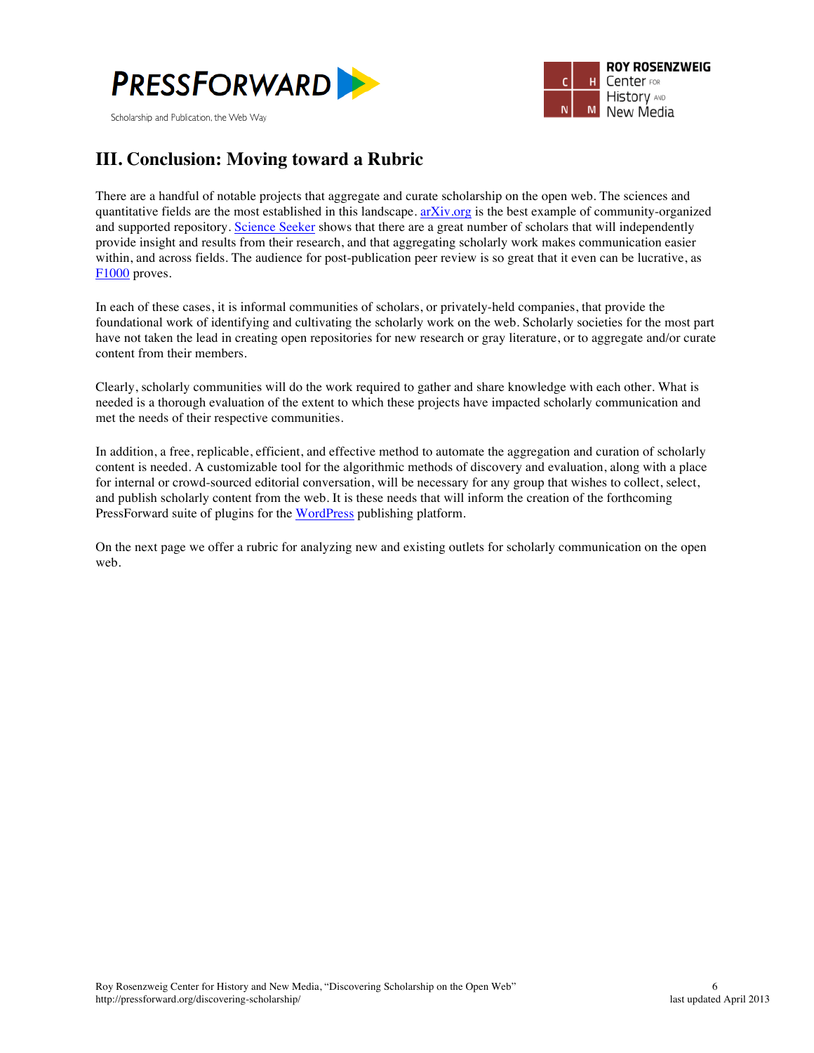## III. Conclusion: Moving toward a Rubric

There are a handful of notable projects that aggregate and curate scholarship on the open web. The sciences and quantitative fields are the most established in this landscape. arXiv.org is the best example of community-organized and supported repository. Science Seeker shows that there are a great number of scholars that will independently provide insight and results from their research, and that aggregating scholarly work makes communication easier within, and across fields. The audience for post-publication peer review is so great that it even can be lucrative, as F1000 proves.

In each of these cases, it is informal communities of scholars, or privately-held companies, that provide the foundational work of identifying and cultivating the scholarly work on the web. Scholarly societies for the most part have not taken the lead in creating open repositories for new research or gray literature, or to aggregate and/or curate content from their members.

Clearly, scholarly communities will do the work required to gather and share knowledge with each other. What is needed is a thorough evaluation of the extent to which these projects have impacted scholarly communication and met the needs of their respective communities.

In addition, a free, replicable, efficient, and effective method to automate the aggregation and curation of scholarly content is needed. A customizable tool for the algorithmic methods of discovery and evaluation, along with a place for internal or crowd-sourced editorial conversation, will be necessary for any group that wishes to collect, select, and publish scholarly content from the web. It is these needs that will inform the creation of the forthcoming PressForward suite of plugins for the WordPress publishing platform.

On the next page we offer a rubric for analyzing new and existing outlets for scholarly communication on the open web.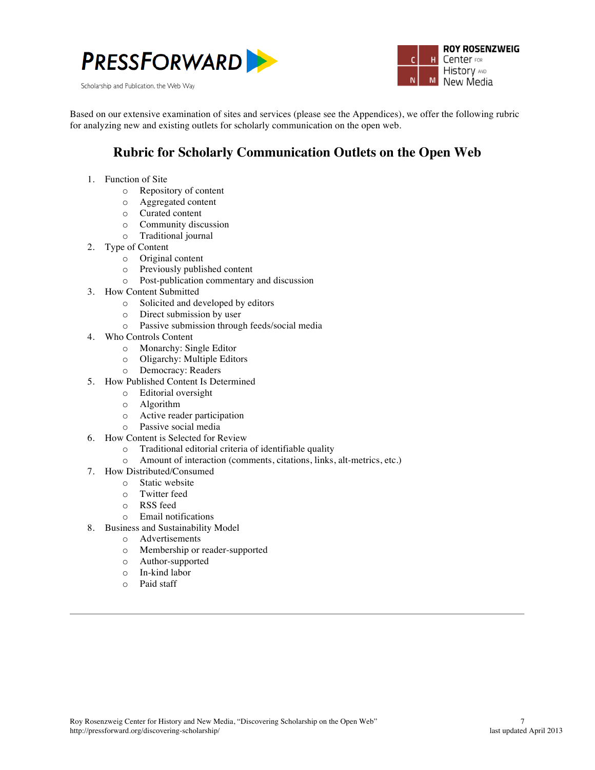Based on our extensive examination of sites and services (please see the Appendices), we offer the following rubric for analyzing new and existing outlets for scholarly communication on the open web.

## Rubric for Scholarly Communication Outlets on the Open Web

1. Function of Site
   - Repository of content
   - Aggregated content
   - Curated content
   - Community discussion
   - Traditional journal
2. Type of Content
   - Original content
   - Previously published content
   - Post-publication commentary and discussion
3. How Content Submitted
   - Solicited and developed by editors
   - Direct submission by user
   - Passive submission through feeds/social media
4. Who Controls Content
   - Monarchy: Single Editor
   - Oligarchy: Multiple Editors
   - Democracy: Readers
5. How Published Content Is Determined
   - Editorial oversight
   - Algorithm
   - Active reader participation
   - Passive social media
6. How Content is Selected for Review
   - Traditional editorial criteria of identifiable quality
   - Amount of interaction (comments, citations, links, alt-metrics, etc.)
7. How Distributed/Consumed
   - Static website
   - Twitter feed
   - RSS feed
   - Email notifications
8. Business and Sustainability Model
   - Advertisements
   - Membership or reader-supported
   - Author-supported
   - In-kind labor
   - Paid staff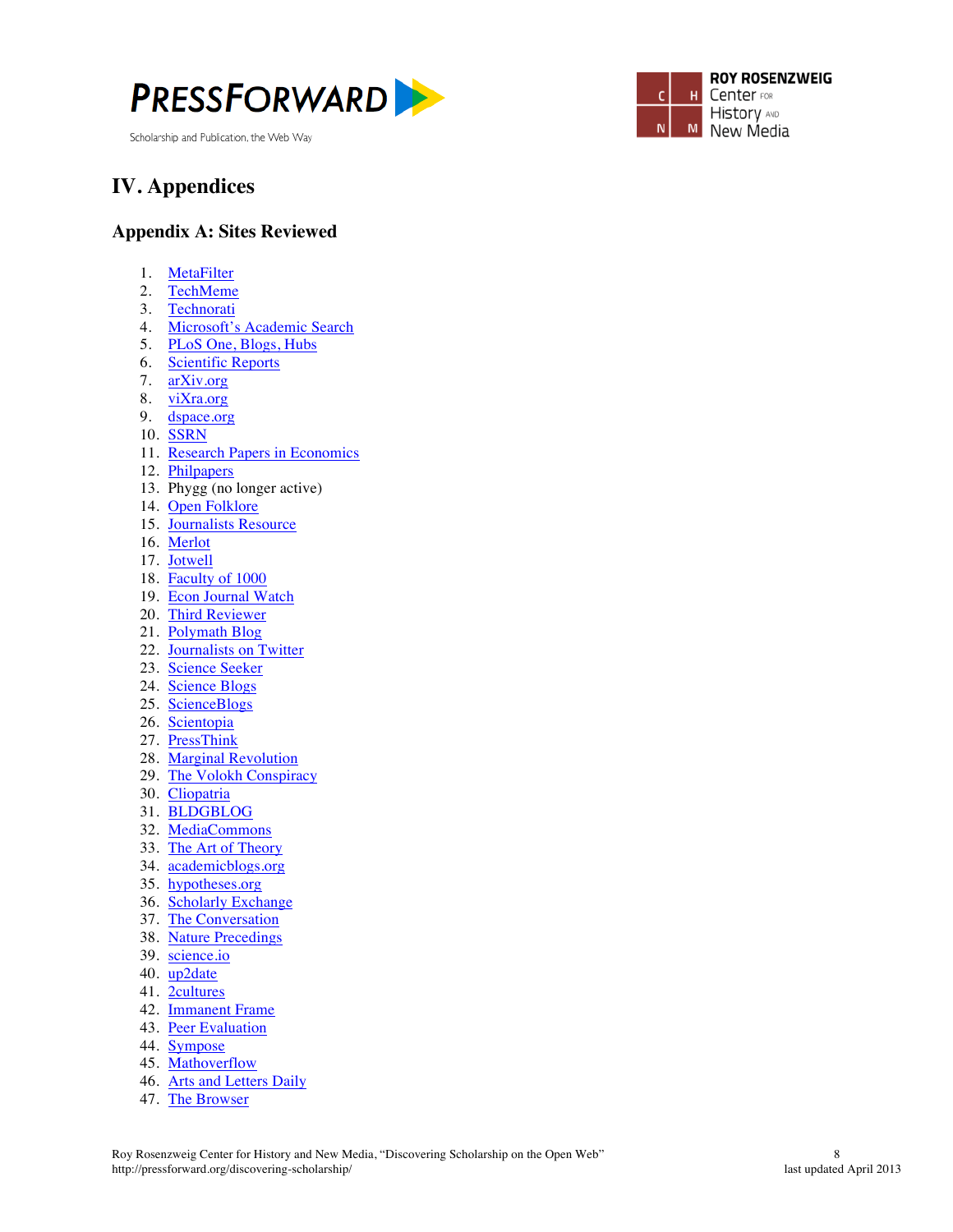# IV. Appendices

## Appendix A: Sites Reviewed

1. MetaFilter
2. TechMeme
3. Technorati
4. Microsoft's Academic Search
5. PLoS One, Blogs, Hubs
6. Scientific Reports
7. arXiv.org
8. viXra.org
9. dspace.org
10. SSRN
11. Research Papers in Economics
12. Philpapers
13. Phygg (no longer active)
14. Open Folklore
15. Journalists Resource
16. Merlot
17. Jotwell
18. Faculty of 1000
19. Econ Journal Watch
20. Third Reviewer
21. Polymath Blog
22. Journalists on Twitter
23. Science Seeker
24. Science Blogs
25. ScienceBlogs
26. Scientopia
27. PressThink
28. Marginal Revolution
29. The Volokh Conspiracy
30. Cliopatria
31. BLDGBLOG
32. MediaCommons
33. The Art of Theory
34. academicblogs.org
35. hypotheses.org
36. Scholarly Exchange
37. The Conversation
38. Nature Precedings
39. science.io
40. up2date
41. 2cultures
42. Immanent Frame
43. Peer Evaluation
44. Sympose
45. Mathoverflow
46. Arts and Letters Daily
47. The Browser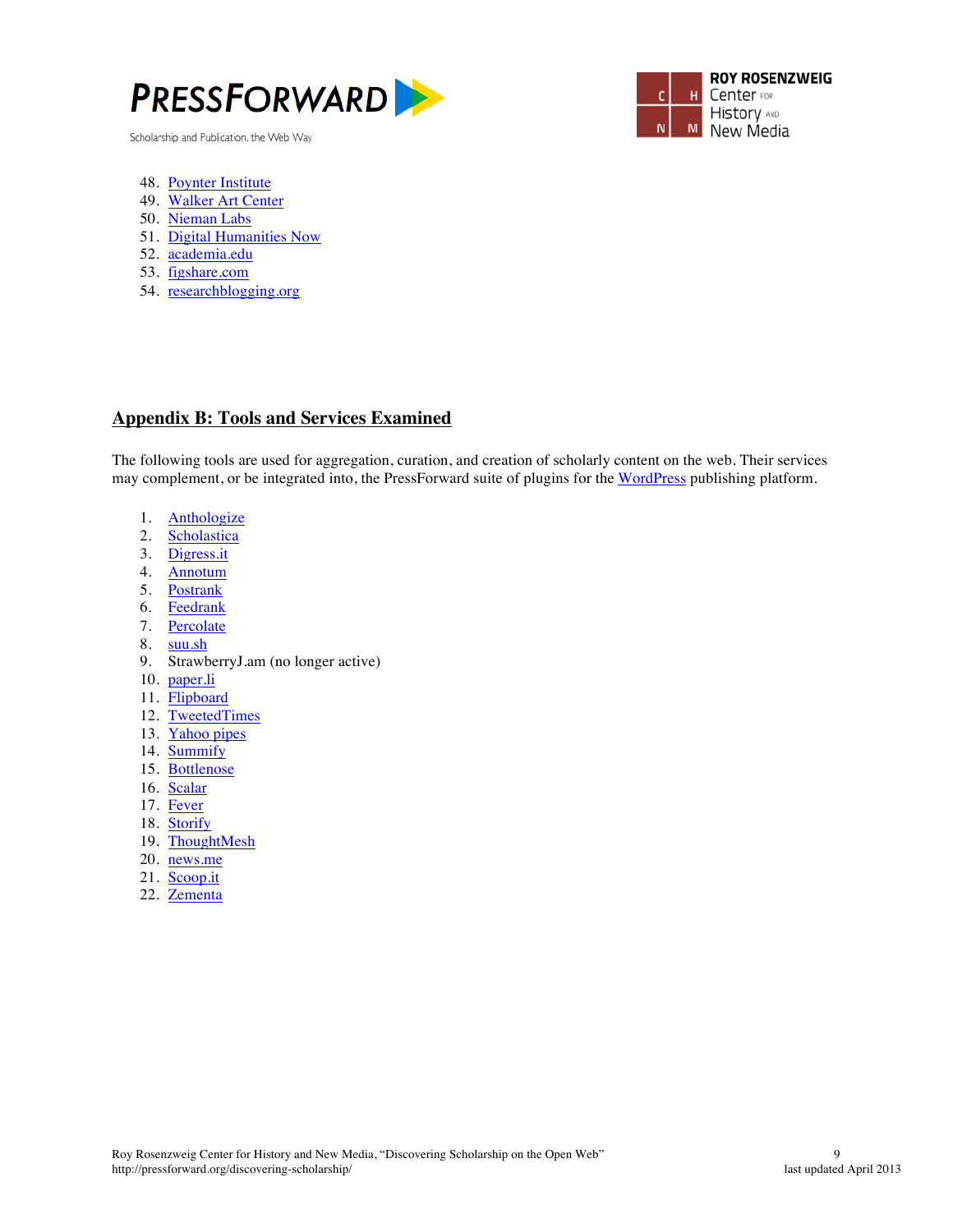48. Poynter Institute
49. Walker Art Center
50. Nieman Labs
51. Digital Humanities Now
52. academia.edu
53. figshare.com
54. researchblogging.org

## Appendix B: Tools and Services Examined

The following tools are used for aggregation, curation, and creation of scholarly content on the web. Their services may complement, or be integrated into, the PressForward suite of plugins for the WordPress publishing platform.

1. Anthologize
2. Scholastica
3. Digress.it
4. Annotum
5. Postrank
6. Feedrank
7. Percolate
8. suu.sh
9. StrawberryJ.am (no longer active)
10. paper.li
11. Flipboard
12. TweetedTimes
13. Yahoo pipes
14. Summify
15. Bottlenose
16. Scalar
17. Fever
18. Storify
19. ThoughtMesh
20. news.me
21. Scoop.it
22. Zementa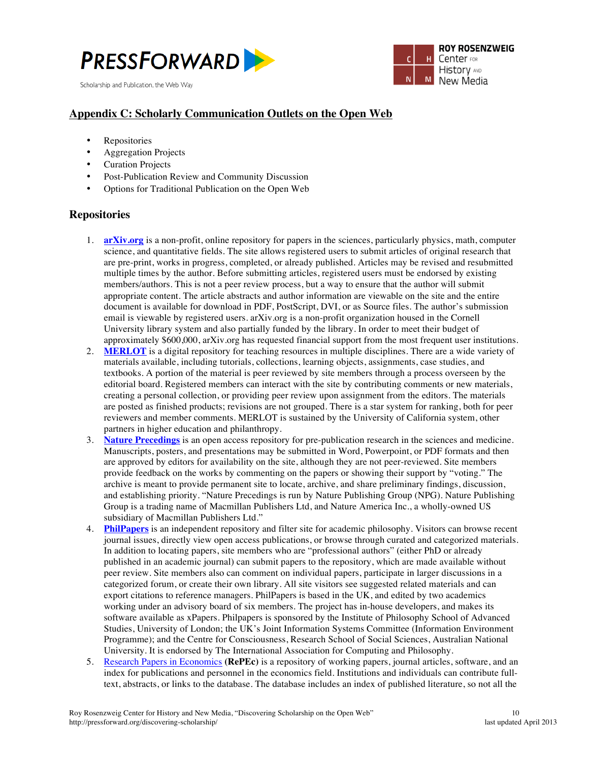## Appendix C: Scholarly Communication Outlets on the Open Web

- Repositories
- Aggregation Projects
- Curation Projects
- Post-Publication Review and Community Discussion
- Options for Traditional Publication on the Open Web

### Repositories

1. **arXiv.org** is a non-profit, online repository for papers in the sciences, particularly physics, math, computer science, and quantitative fields. The site allows registered users to submit articles of original research that are pre-print, works in progress, completed, or already published. Articles may be revised and resubmitted multiple times by the author. Before submitting articles, registered users must be endorsed by existing members/authors. This is not a peer review process, but a way to ensure that the author will submit appropriate content. The article abstracts and author information are viewable on the site and the entire document is available for download in PDF, PostScript, DVI, or as Source files. The author's submission email is viewable by registered users. arXiv.org is a non-profit organization housed in the Cornell University library system and also partially funded by the library. In order to meet their budget of approximately $600,000, arXiv.org has requested financial support from the most frequent user institutions.
2. **MERLOT** is a digital repository for teaching resources in multiple disciplines. There are a wide variety of materials available, including tutorials, collections, learning objects, assignments, case studies, and textbooks. A portion of the material is peer reviewed by site members through a process overseen by the editorial board. Registered members can interact with the site by contributing comments or new materials, creating a personal collection, or providing peer review upon assignment from the editors. The materials are posted as finished products; revisions are not grouped. There is a star system for ranking, both for peer reviewers and member comments. MERLOT is sustained by the University of California system, other partners in higher education and philanthropy.
3. **Nature Precedings** is an open access repository for pre-publication research in the sciences and medicine. Manuscripts, posters, and presentations may be submitted in Word, Powerpoint, or PDF formats and then are approved by editors for availability on the site, although they are not peer-reviewed. Site members provide feedback on the works by commenting on the papers or showing their support by "voting." The archive is meant to provide permanent site to locate, archive, and share preliminary findings, discussion, and establishing priority. "Nature Precedings is run by Nature Publishing Group (NPG). Nature Publishing Group is a trading name of Macmillan Publishers Ltd, and Nature America Inc., a wholly-owned US subsidiary of Macmillan Publishers Ltd."
4. **PhilPapers** is an independent repository and filter site for academic philosophy. Visitors can browse recent journal issues, directly view open access publications, or browse through curated and categorized materials. In addition to locating papers, site members who are "professional authors" (either PhD or already published in an academic journal) can submit papers to the repository, which are made available without peer review. Site members also can comment on individual papers, participate in larger discussions in a categorized forum, or create their own library. All site visitors see suggested related materials and can export citations to reference managers. PhilPapers is based in the UK, and edited by two academics working under an advisory board of six members. The project has in-house developers, and makes its software available as xPapers. Philpapers is sponsored by the Institute of Philosophy School of Advanced Studies, University of London; the UK's Joint Information Systems Committee (Information Environment Programme); and the Centre for Consciousness, Research School of Social Sciences, Australian National University. It is endorsed by The International Association for Computing and Philosophy.
5. Research Papers in Economics **(RePEc)** is a repository of working papers, journal articles, software, and an index for publications and personnel in the economics field. Institutions and individuals can contribute full-text, abstracts, or links to the database. The database includes an index of published literature, so not all the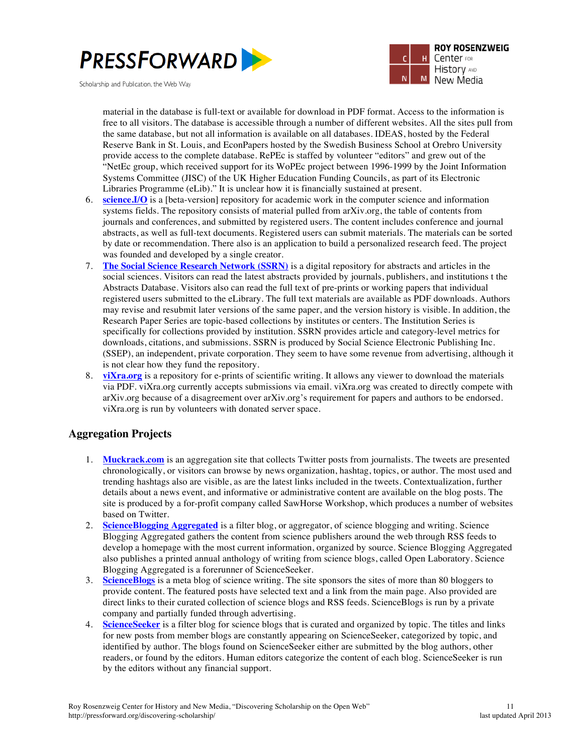material in the database is full-text or available for download in PDF format. Access to the information is free to all visitors. The database is accessible through a number of different websites. All the sites pull from the same database, but not all information is available on all databases. IDEAS, hosted by the Federal Reserve Bank in St. Louis, and EconPapers hosted by the Swedish Business School at Orebro University provide access to the complete database. RePEc is staffed by volunteer "editors" and grew out of the "NetEc group, which received support for its WoPEc project between 1996-1999 by the Joint Information Systems Committee (JISC) of the UK Higher Education Funding Councils, as part of its Electronic Libraries Programme (eLib)." It is unclear how it is financially sustained at present.

6. **science.I/O** is a [beta-version] repository for academic work in the computer science and information systems fields. The repository consists of material pulled from arXiv.org, the table of contents from journals and conferences, and submitted by registered users. The content includes conference and journal abstracts, as well as full-text documents. Registered users can submit materials. The materials can be sorted by date or recommendation. There also is an application to build a personalized research feed. The project was founded and developed by a single creator.
7. **The Social Science Research Network (SSRN)** is a digital repository for abstracts and articles in the social sciences. Visitors can read the latest abstracts provided by journals, publishers, and institutions t the Abstracts Database. Visitors also can read the full text of pre-prints or working papers that individual registered users submitted to the eLibrary. The full text materials are available as PDF downloads. Authors may revise and resubmit later versions of the same paper, and the version history is visible. In addition, the Research Paper Series are topic-based collections by institutes or centers. The Institution Series is specifically for collections provided by institution. SSRN provides article and category-level metrics for downloads, citations, and submissions. SSRN is produced by Social Science Electronic Publishing Inc. (SSEP), an independent, private corporation. They seem to have some revenue from advertising, although it is not clear how they fund the repository.
8. **viXra.org** is a repository for e-prints of scientific writing. It allows any viewer to download the materials via PDF. viXra.org currently accepts submissions via email. viXra.org was created to directly compete with arXiv.org because of a disagreement over arXiv.org's requirement for papers and authors to be endorsed. viXra.org is run by volunteers with donated server space.

## Aggregation Projects

1. **Muckrack.com** is an aggregation site that collects Twitter posts from journalists. The tweets are presented chronologically, or visitors can browse by news organization, hashtag, topics, or author. The most used and trending hashtags also are visible, as are the latest links included in the tweets. Contextualization, further details about a news event, and informative or administrative content are available on the blog posts. The site is produced by a for-profit company called SawHorse Workshop, which produces a number of websites based on Twitter.
2. **ScienceBlogging Aggregated** is a filter blog, or aggregator, of science blogging and writing. Science Blogging Aggregated gathers the content from science publishers around the web through RSS feeds to develop a homepage with the most current information, organized by source. Science Blogging Aggregated also publishes a printed annual anthology of writing from science blogs, called Open Laboratory. Science Blogging Aggregated is a forerunner of ScienceSeeker.
3. **ScienceBlogs** is a meta blog of science writing. The site sponsors the sites of more than 80 bloggers to provide content. The featured posts have selected text and a link from the main page. Also provided are direct links to their curated collection of science blogs and RSS feeds. ScienceBlogs is run by a private company and partially funded through advertising.
4. **ScienceSeeker** is a filter blog for science blogs that is curated and organized by topic. The titles and links for new posts from member blogs are constantly appearing on ScienceSeeker, categorized by topic, and identified by author. The blogs found on ScienceSeeker either are submitted by the blog authors, other readers, or found by the editors. Human editors categorize the content of each blog. ScienceSeeker is run by the editors without any financial support.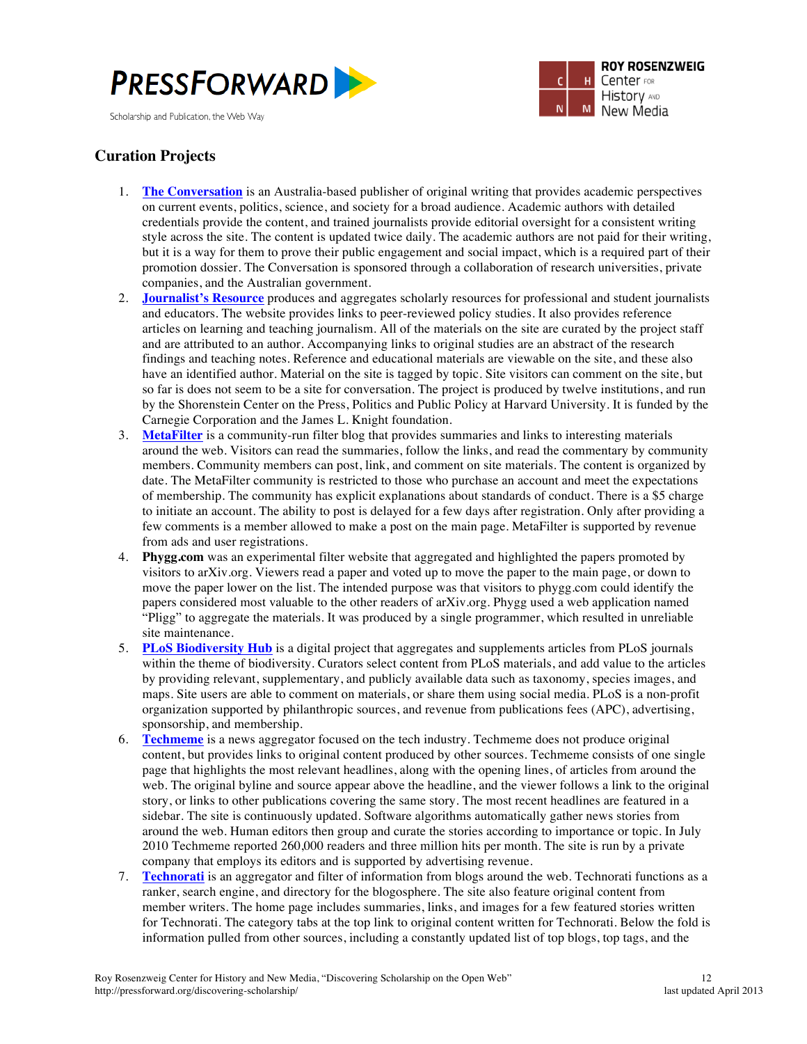## Curation Projects

1. **The Conversation** is an Australia-based publisher of original writing that provides academic perspectives on current events, politics, science, and society for a broad audience. Academic authors with detailed credentials provide the content, and trained journalists provide editorial oversight for a consistent writing style across the site. The content is updated twice daily. The academic authors are not paid for their writing, but it is a way for them to prove their public engagement and social impact, which is a required part of their promotion dossier. The Conversation is sponsored through a collaboration of research universities, private companies, and the Australian government.
2. **Journalist's Resource** produces and aggregates scholarly resources for professional and student journalists and educators. The website provides links to peer-reviewed policy studies. It also provides reference articles on learning and teaching journalism. All of the materials on the site are curated by the project staff and are attributed to an author. Accompanying links to original studies are an abstract of the research findings and teaching notes. Reference and educational materials are viewable on the site, and these also have an identified author. Material on the site is tagged by topic. Site visitors can comment on the site, but so far is does not seem to be a site for conversation. The project is produced by twelve institutions, and run by the Shorenstein Center on the Press, Politics and Public Policy at Harvard University. It is funded by the Carnegie Corporation and the James L. Knight foundation.
3. **MetaFilter** is a community-run filter blog that provides summaries and links to interesting materials around the web. Visitors can read the summaries, follow the links, and read the commentary by community members. Community members can post, link, and comment on site materials. The content is organized by date. The MetaFilter community is restricted to those who purchase an account and meet the expectations of membership. The community has explicit explanations about standards of conduct. There is a $5 charge to initiate an account. The ability to post is delayed for a few days after registration. Only after providing a few comments is a member allowed to make a post on the main page. MetaFilter is supported by revenue from ads and user registrations.
4. **Phygg.com** was an experimental filter website that aggregated and highlighted the papers promoted by visitors to arXiv.org. Viewers read a paper and voted up to move the paper to the main page, or down to move the paper lower on the list. The intended purpose was that visitors to phygg.com could identify the papers considered most valuable to the other readers of arXiv.org. Phygg used a web application named "Pligg" to aggregate the materials. It was produced by a single programmer, which resulted in unreliable site maintenance.
5. **PLoS Biodiversity Hub** is a digital project that aggregates and supplements articles from PLoS journals within the theme of biodiversity. Curators select content from PLoS materials, and add value to the articles by providing relevant, supplementary, and publicly available data such as taxonomy, species images, and maps. Site users are able to comment on materials, or share them using social media. PLoS is a non-profit organization supported by philanthropic sources, and revenue from publications fees (APC), advertising, sponsorship, and membership.
6. **Techmeme** is a news aggregator focused on the tech industry. Techmeme does not produce original content, but provides links to original content produced by other sources. Techmeme consists of one single page that highlights the most relevant headlines, along with the opening lines, of articles from around the web. The original byline and source appear above the headline, and the viewer follows a link to the original story, or links to other publications covering the same story. The most recent headlines are featured in a sidebar. The site is continuously updated. Software algorithms automatically gather news stories from around the web. Human editors then group and curate the stories according to importance or topic. In July 2010 Techmeme reported 260,000 readers and three million hits per month. The site is run by a private company that employs its editors and is supported by advertising revenue.
7. **Technorati** is an aggregator and filter of information from blogs around the web. Technorati functions as a ranker, search engine, and directory for the blogosphere. The site also feature original content from member writers. The home page includes summaries, links, and images for a few featured stories written for Technorati. The category tabs at the top link to original content written for Technorati. Below the fold is information pulled from other sources, including a constantly updated list of top blogs, top tags, and the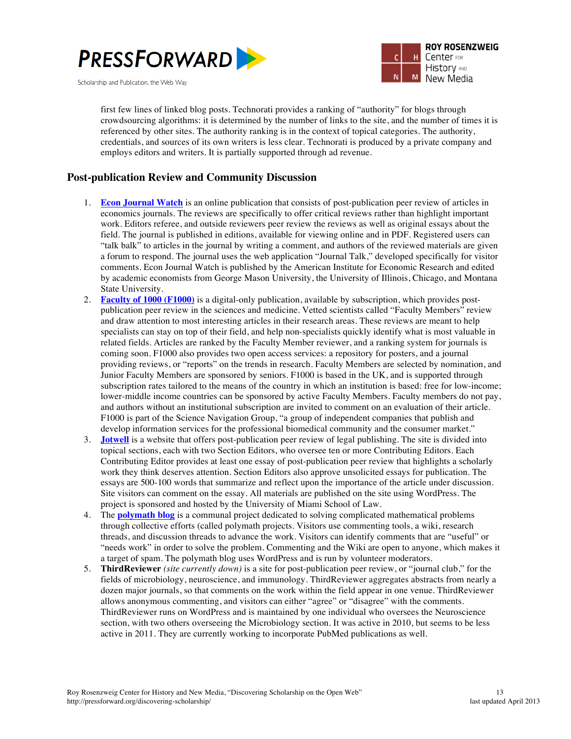first few lines of linked blog posts. Technorati provides a ranking of "authority" for blogs through crowdsourcing algorithms: it is determined by the number of links to the site, and the number of times it is referenced by other sites. The authority ranking is in the context of topical categories. The authority, credentials, and sources of its own writers is less clear. Technorati is produced by a private company and employs editors and writers. It is partially supported through ad revenue.

## Post-publication Review and Community Discussion

1. **Econ Journal Watch** is an online publication that consists of post-publication peer review of articles in economics journals. The reviews are specifically to offer critical reviews rather than highlight important work. Editors referee, and outside reviewers peer review the reviews as well as original essays about the field. The journal is published in editions, available for viewing online and in PDF. Registered users can "talk balk" to articles in the journal by writing a comment, and authors of the reviewed materials are given a forum to respond. The journal uses the web application "Journal Talk," developed specifically for visitor comments. Econ Journal Watch is published by the American Institute for Economic Research and edited by academic economists from George Mason University, the University of Illinois, Chicago, and Montana State University.
2. **Faculty of 1000 (F1000)** is a digital-only publication, available by subscription, which provides post-publication peer review in the sciences and medicine. Vetted scientists called "Faculty Members" review and draw attention to most interesting articles in their research areas. These reviews are meant to help specialists can stay on top of their field, and help non-specialists quickly identify what is most valuable in related fields. Articles are ranked by the Faculty Member reviewer, and a ranking system for journals is coming soon. F1000 also provides two open access services: a repository for posters, and a journal providing reviews, or "reports" on the trends in research. Faculty Members are selected by nomination, and Junior Faculty Members are sponsored by seniors. F1000 is based in the UK, and is supported through subscription rates tailored to the means of the country in which an institution is based: free for low-income; lower-middle income countries can be sponsored by active Faculty Members. Faculty members do not pay, and authors without an institutional subscription are invited to comment on an evaluation of their article. F1000 is part of the Science Navigation Group, "a group of independent companies that publish and develop information services for the professional biomedical community and the consumer market."
3. **Jotwell** is a website that offers post-publication peer review of legal publishing. The site is divided into topical sections, each with two Section Editors, who oversee ten or more Contributing Editors. Each Contributing Editor provides at least one essay of post-publication peer review that highlights a scholarly work they think deserves attention. Section Editors also approve unsolicited essays for publication. The essays are 500-100 words that summarize and reflect upon the importance of the article under discussion. Site visitors can comment on the essay. All materials are published on the site using WordPress. The project is sponsored and hosted by the University of Miami School of Law.
4. The **polymath blog** is a communal project dedicated to solving complicated mathematical problems through collective efforts (called polymath projects. Visitors use commenting tools, a wiki, research threads, and discussion threads to advance the work. Visitors can identify comments that are "useful" or "needs work" in order to solve the problem. Commenting and the Wiki are open to anyone, which makes it a target of spam. The polymath blog uses WordPress and is run by volunteer moderators.
5. **ThirdReviewer** *(site currently down)* is a site for post-publication peer review, or "journal club," for the fields of microbiology, neuroscience, and immunology. ThirdReviewer aggregates abstracts from nearly a dozen major journals, so that comments on the work within the field appear in one venue. ThirdReviewer allows anonymous commenting, and visitors can either "agree" or "disagree" with the comments. ThirdReviewer runs on WordPress and is maintained by one individual who oversees the Neuroscience section, with two others overseeing the Microbiology section. It was active in 2010, but seems to be less active in 2011. They are currently working to incorporate PubMed publications as well.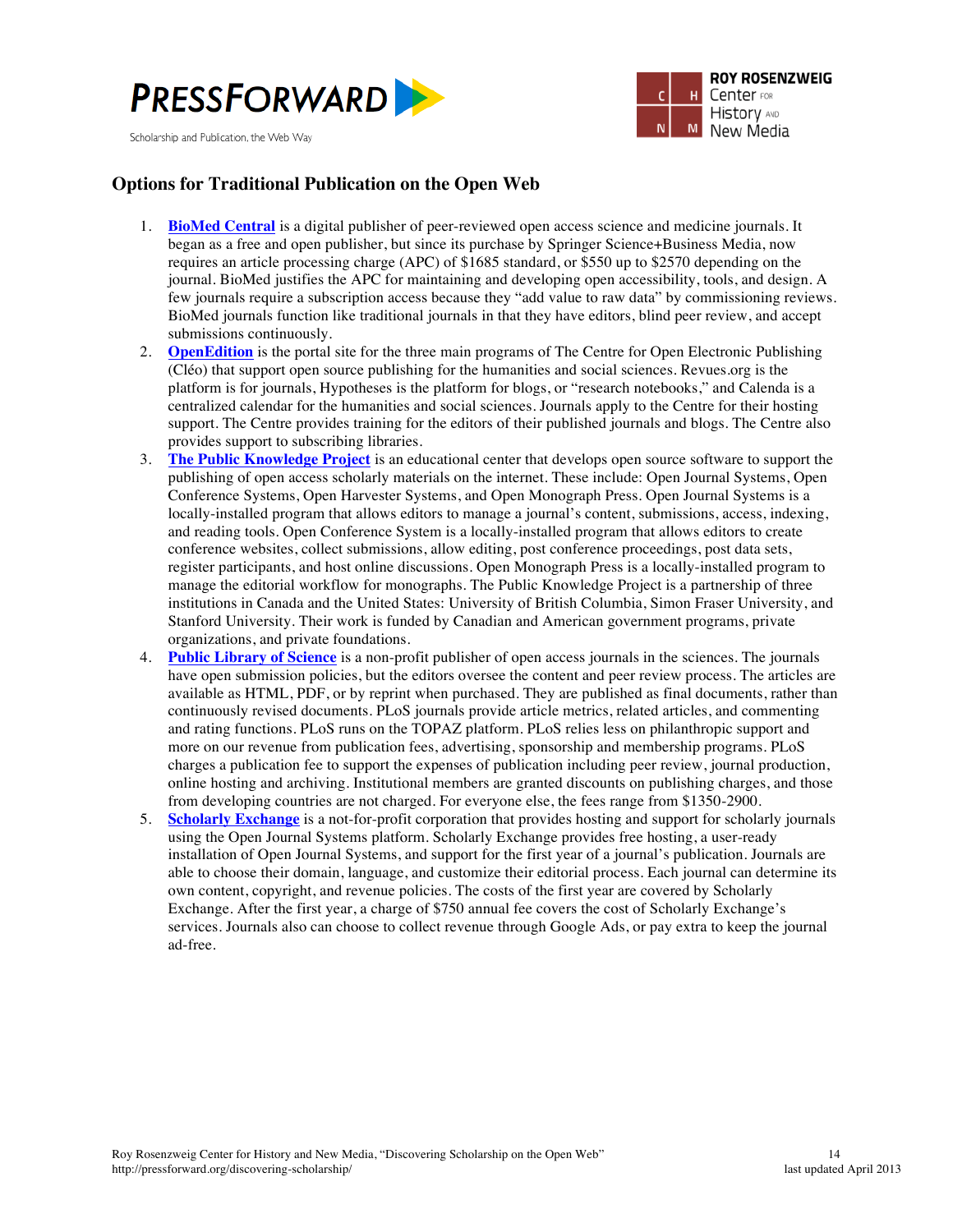## Options for Traditional Publication on the Open Web

1. **BioMed Central** is a digital publisher of peer-reviewed open access science and medicine journals. It began as a free and open publisher, but since its purchase by Springer Science+Business Media, now requires an article processing charge (APC) of $1685 standard, or $550 up to $2570 depending on the journal. BioMed justifies the APC for maintaining and developing open accessibility, tools, and design. A few journals require a subscription access because they "add value to raw data" by commissioning reviews. BioMed journals function like traditional journals in that they have editors, blind peer review, and accept submissions continuously.
2. **OpenEdition** is the portal site for the three main programs of The Centre for Open Electronic Publishing (Cléo) that support open source publishing for the humanities and social sciences. Revues.org is the platform is for journals, Hypotheses is the platform for blogs, or "research notebooks," and Calenda is a centralized calendar for the humanities and social sciences. Journals apply to the Centre for their hosting support. The Centre provides training for the editors of their published journals and blogs. The Centre also provides support to subscribing libraries.
3. **The Public Knowledge Project** is an educational center that develops open source software to support the publishing of open access scholarly materials on the internet. These include: Open Journal Systems, Open Conference Systems, Open Harvester Systems, and Open Monograph Press. Open Journal Systems is a locally-installed program that allows editors to manage a journal's content, submissions, access, indexing, and reading tools. Open Conference System is a locally-installed program that allows editors to create conference websites, collect submissions, allow editing, post conference proceedings, post data sets, register participants, and host online discussions. Open Monograph Press is a locally-installed program to manage the editorial workflow for monographs. The Public Knowledge Project is a partnership of three institutions in Canada and the United States: University of British Columbia, Simon Fraser University, and Stanford University. Their work is funded by Canadian and American government programs, private organizations, and private foundations.
4. **Public Library of Science** is a non-profit publisher of open access journals in the sciences. The journals have open submission policies, but the editors oversee the content and peer review process. The articles are available as HTML, PDF, or by reprint when purchased. They are published as final documents, rather than continuously revised documents. PLoS journals provide article metrics, related articles, and commenting and rating functions. PLoS runs on the TOPAZ platform. PLoS relies less on philanthropic support and more on our revenue from publication fees, advertising, sponsorship and membership programs. PLoS charges a publication fee to support the expenses of publication including peer review, journal production, online hosting and archiving. Institutional members are granted discounts on publishing charges, and those from developing countries are not charged. For everyone else, the fees range from $1350-2900.
5. **Scholarly Exchange** is a not-for-profit corporation that provides hosting and support for scholarly journals using the Open Journal Systems platform. Scholarly Exchange provides free hosting, a user-ready installation of Open Journal Systems, and support for the first year of a journal's publication. Journals are able to choose their domain, language, and customize their editorial process. Each journal can determine its own content, copyright, and revenue policies. The costs of the first year are covered by Scholarly Exchange. After the first year, a charge of $750 annual fee covers the cost of Scholarly Exchange's services. Journals also can choose to collect revenue through Google Ads, or pay extra to keep the journal ad-free.